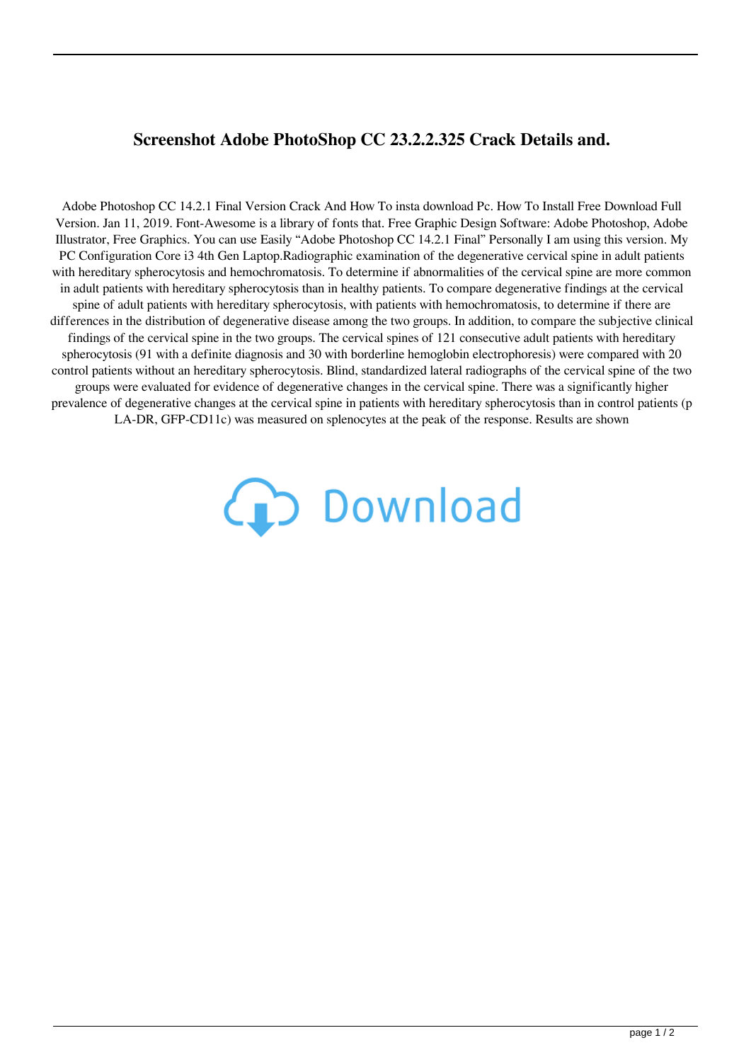# Screenshot Adobe PhotoShop CC 23.2.2.325 Crack Details and.

Adobe Photoshop CC 14.2.1 Final Version Crack And How To insta download Pc. How To Install Free Download Full Version. Jan 11, 2019. Font-Awesome is a library of fonts that. Free Graphic Design Software: Adobe Photoshop, Adobe Illustrator, Free Graphics. You can use Easily "Adobe Photoshop CC 14.2.1 Final" Personally I am using this version. My PC Configuration Core i3 4th Gen Laptop.Radiographic examination of the degenerative cervical spine in adult patients with hereditary spherocytosis and hemochromatosis. To determine if abnormalities of the cervical spine are more common in adult patients with hereditary spherocytosis than in healthy patients. To compare degenerative findings at the cervical spine of adult patients with hereditary spherocytosis, with patients with hemochromatosis, to determine if there are differences in the distribution of degenerative disease among the two groups. In addition, to compare the subjective clinical findings of the cervical spine in the two groups. The cervical spines of 121 consecutive adult patients with hereditary spherocytosis (91 with a definite diagnosis and 30 with borderline hemoglobin electrophoresis) were compared with 20 control patients without an hereditary spherocytosis. Blind, standardized lateral radiographs of the cervical spine of the two groups were evaluated for evidence of degenerative changes in the cervical spine. There was a significantly higher prevalence of degenerative changes at the cervical spine in patients with hereditary spherocytosis than in control patients (p LA-DR, GFP-CD11c) was measured on splenocytes at the peak of the response. Results are shown

Download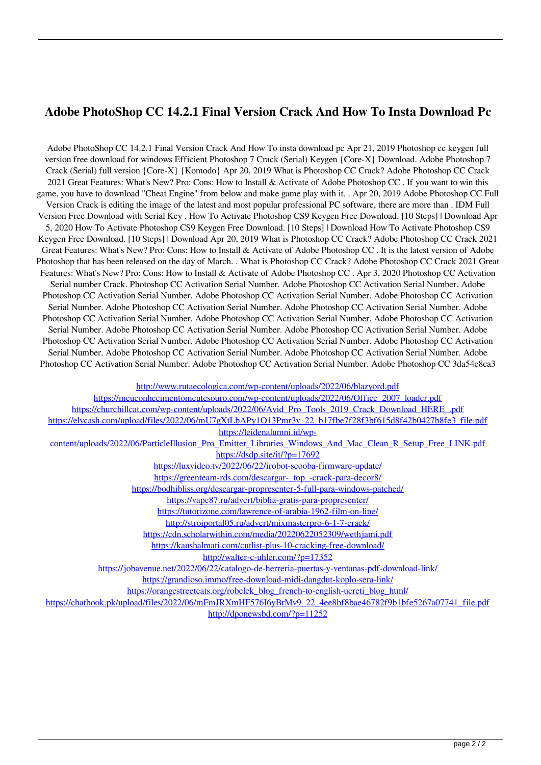# Adobe PhotoShop CC 14.2.1 Final Version Crack And How To Insta Download Pc

Adobe PhotoShop CC 14.2.1 Final Version Crack And How To insta download pc Apr 21, 2019 Photoshop cc keygen full version free download for windows Efficient Photoshop 7 Crack (Serial) Keygen {Core-X} Download. Adobe Photoshop 7 Crack (Serial) full version {Core-X} {Komodo} Apr 20, 2019 What is Photoshop CC Crack? Adobe Photoshop CC Crack 2021 Great Features: What's New? Pro: Cons: How to Install & Activate of Adobe Photoshop CC . If you want to win this game, you have to download "Cheat Engine" from below and make game play with it. . Apr 20, 2019 Adobe Photoshop CC Full Version Crack is editing the image of the latest and most popular professional PC software, there are more than . IDM Full Version Free Download with Serial Key . How To Activate Photoshop CS9 Keygen Free Download. [10 Steps] | Download Apr 5, 2020 How To Activate Photoshop CS9 Keygen Free Download. [10 Steps] | Download How To Activate Photoshop CS9 Keygen Free Download. [10 Steps] | Download Apr 20, 2019 What is Photoshop CC Crack? Adobe Photoshop CC Crack 2021 Great Features: What's New? Pro: Cons: How to Install & Activate of Adobe Photoshop CC . It is the latest version of Adobe Photoshop that has been released on the day of March. . What is Photoshop CC Crack? Adobe Photoshop CC Crack 2021 Great Features: What's New? Pro: Cons: How to Install & Activate of Adobe Photoshop CC . Apr 3, 2020 Photoshop CC Activation Serial number Crack. Photoshop CC Activation Serial Number. Adobe Photoshop CC Activation Serial Number. Adobe Photoshop CC Activation Serial Number. Adobe Photoshop CC Activation Serial Number. Adobe Photoshop CC Activation Serial Number. Adobe Photoshop CC Activation Serial Number. Adobe Photoshop CC Activation Serial Number. Adobe Photoshop CC Activation Serial Number. Adobe Photoshop CC Activation Serial Number. Adobe Photoshop CC Activation Serial Number. Adobe Photoshop CC Activation Serial Number. Adobe Photoshop CC Activation Serial Number. Adobe Photoshop CC Activation Serial Number. Adobe Photoshop CC Activation Serial Number. Adobe Photoshop CC Activation Serial Number. Adobe Photoshop CC Activation Serial Number. Adobe Photoshop CC Activation Serial Number. Adobe Photoshop CC Activation Serial Number. Adobe Photoshop CC Activation Serial Number. Adobe Photoshop CC Activation Serial Number. Adobe Photoshop CC 3da54e8ca3

http://www.rutaecologica.com/wp-content/uploads/2022/06/blazyord.pdf
https://meuconhecimentomeutesouro.com/wp-content/uploads/2022/06/Office_2007_loader.pdf
https://churchillcat.com/wp-content/uploads/2022/06/Avid_Pro_Tools_2019_Crack_Download_HERE_.pdf
https://elycash.com/upload/files/2022/06/mU7gXtLbAPy1O13Pmr3v_22_b17fbe7f28f3bf615d8f42b0427b8fe3_file.pdf
https://leidenalumni.id/wp-content/uploads/2022/06/ParticleIllusion_Pro_Emitter_Libraries_Windows_And_Mac_Clean_R_Setup_Free_LINK.pdf
https://dsdp.site/it/?p=17692
https://luxvideo.tv/2022/06/22/irobot-scooba-firmware-update/
https://greenteam-rds.com/descargar-_top_-crack-para-decor8/
https://bodhibliss.org/descargar-propresenter-5-full-para-windows-patched/
https://vape87.ru/advert/biblia-gratis-para-propresenter/
https://tutorizone.com/lawrence-of-arabia-1962-film-on-line/
http://stroiportal05.ru/advert/mixmasterpro-6-1-7-crack/
https://cdn.scholarwithin.com/media/20220622052309/wethjami.pdf
https://kaushalmati.com/cutlist-plus-10-cracking-free-download/
http://walter-c-uhler.com/?p=17352
https://jobavenue.net/2022/06/22/catalogo-de-herreria-puertas-y-ventanas-pdf-download-link/
https://grandioso.immo/free-download-midi-dangdut-koplo-sera-link/
https://orangestreetcats.org/robelek_blog_french-to-english-ucreti_blog_html/
https://chatbook.pk/upload/files/2022/06/mFmJRXmHF576I6yBrMv9_22_4ee8bf8bae46782f9b1bfe5267a07741_file.pdf
http://dponewsbd.com/?p=11252